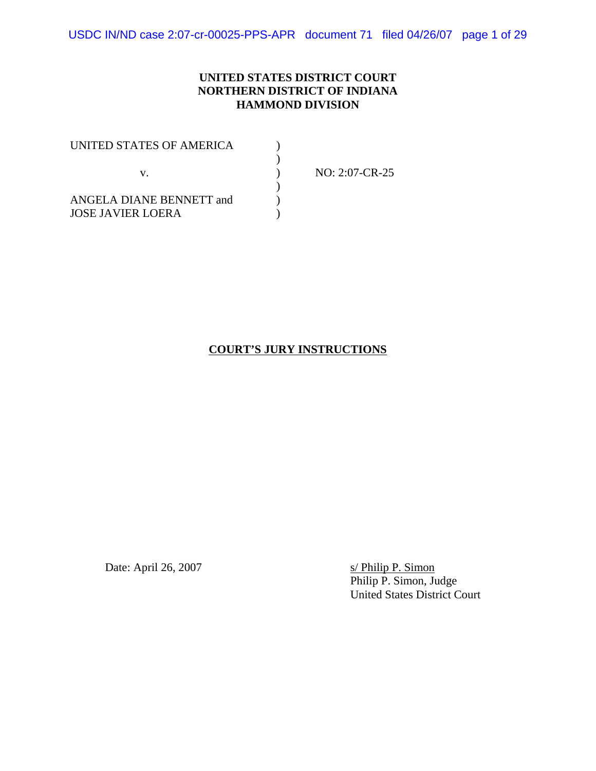**UNITED STATES DISTRICT COURT**
**NORTHERN DISTRICT OF INDIANA**
**HAMMOND DIVISION**

| | | |
|---|---|---|
| UNITED STATES OF AMERICA | ) | |
| | ) | |
| v. | ) | NO: 2:07-CR-25 |
| | ) | |
| ANGELA DIANE BENNETT and | ) | |
| JOSE JAVIER LOERA | ) | |

## COURT'S JURY INSTRUCTIONS

Date: April 26, 2007

s/ Philip P. Simon
Philip P. Simon, Judge
United States District Court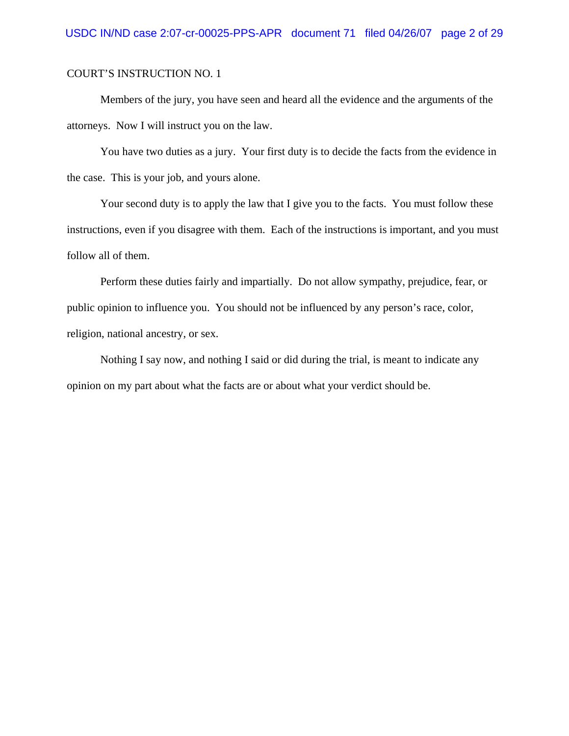COURT'S INSTRUCTION NO. 1

Members of the jury, you have seen and heard all the evidence and the arguments of the attorneys. Now I will instruct you on the law.

You have two duties as a jury. Your first duty is to decide the facts from the evidence in the case. This is your job, and yours alone.

Your second duty is to apply the law that I give you to the facts. You must follow these instructions, even if you disagree with them. Each of the instructions is important, and you must follow all of them.

Perform these duties fairly and impartially. Do not allow sympathy, prejudice, fear, or public opinion to influence you. You should not be influenced by any person's race, color, religion, national ancestry, or sex.

Nothing I say now, and nothing I said or did during the trial, is meant to indicate any opinion on my part about what the facts are or about what your verdict should be.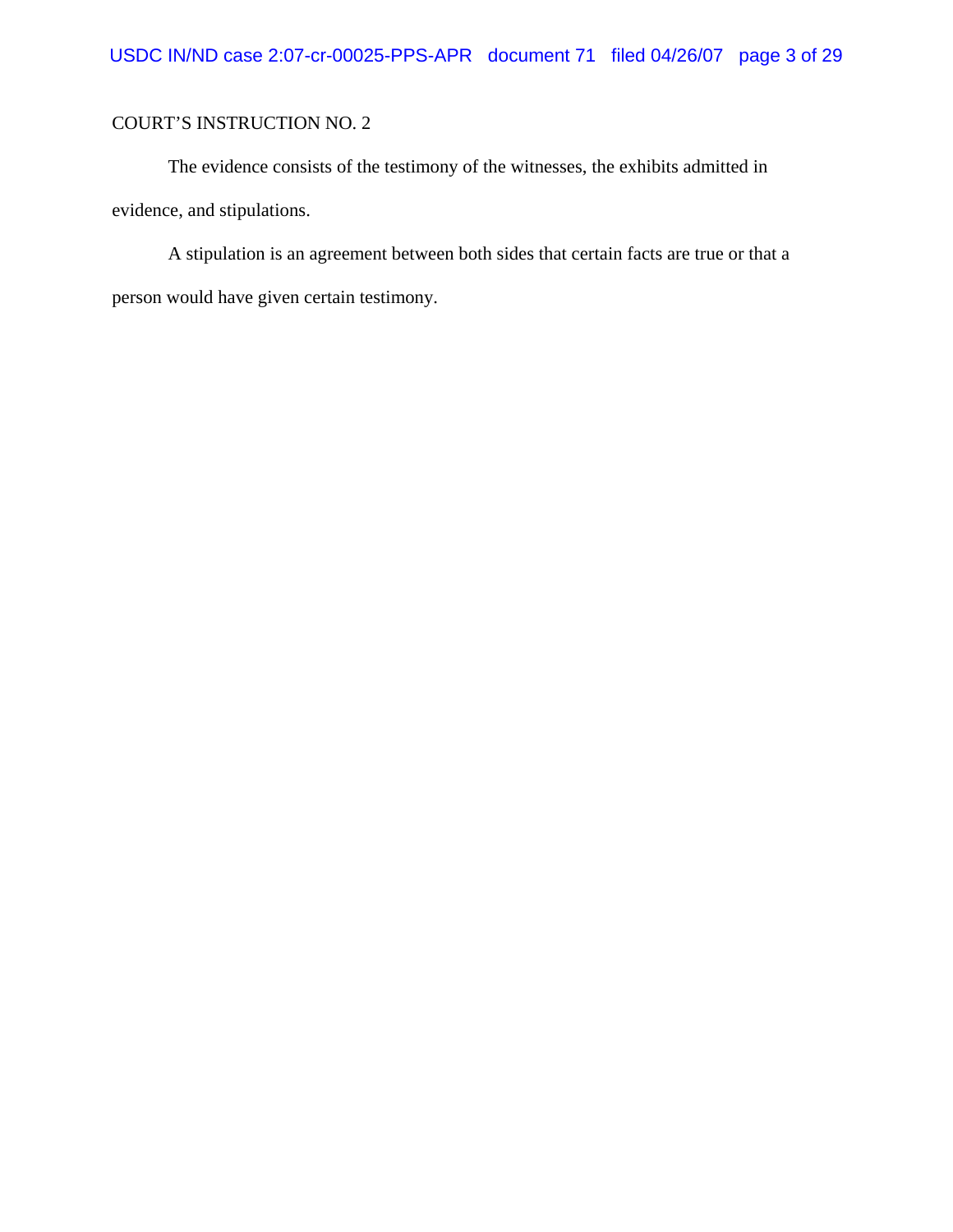COURT’S INSTRUCTION NO. 2

The evidence consists of the testimony of the witnesses, the exhibits admitted in evidence, and stipulations.

A stipulation is an agreement between both sides that certain facts are true or that a person would have given certain testimony.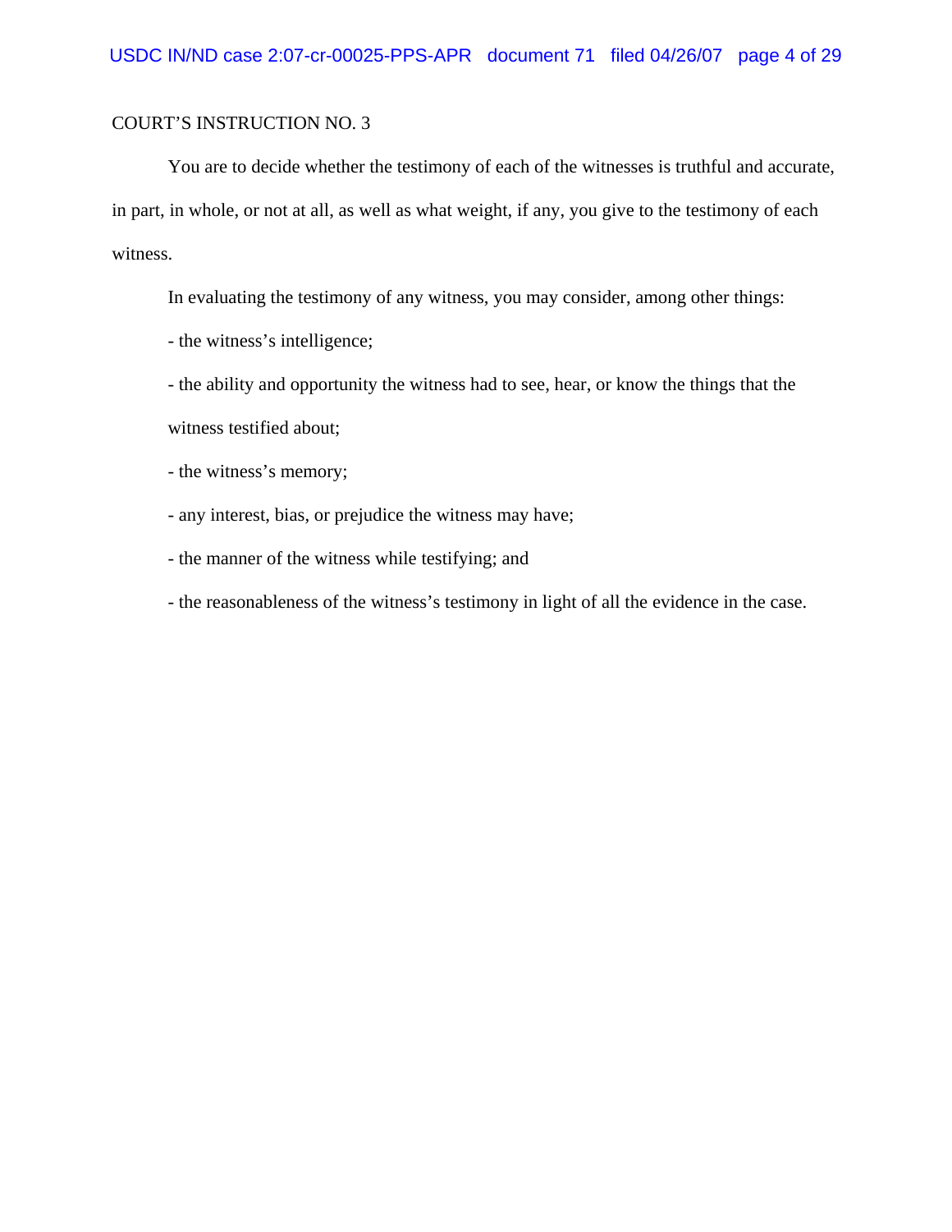COURT’S INSTRUCTION NO. 3

You are to decide whether the testimony of each of the witnesses is truthful and accurate, in part, in whole, or not at all, as well as what weight, if any, you give to the testimony of each witness.

In evaluating the testimony of any witness, you may consider, among other things:

- the witness’s intelligence;
- the ability and opportunity the witness had to see, hear, or know the things that the witness testified about;
- the witness’s memory;
- any interest, bias, or prejudice the witness may have;
- the manner of the witness while testifying; and
- the reasonableness of the witness’s testimony in light of all the evidence in the case.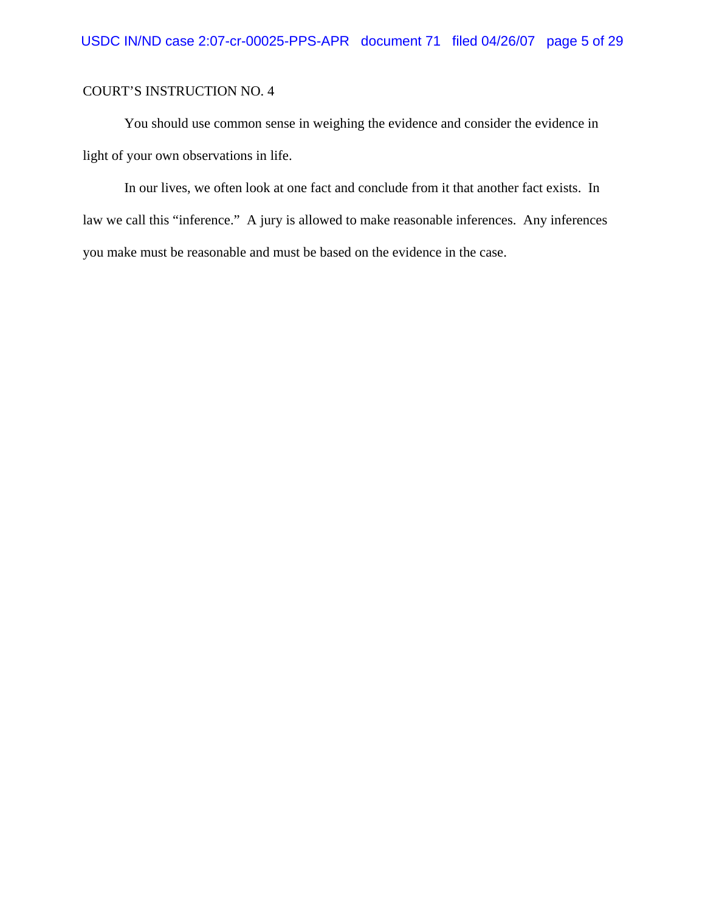COURT’S INSTRUCTION NO. 4

You should use common sense in weighing the evidence and consider the evidence in light of your own observations in life.

In our lives, we often look at one fact and conclude from it that another fact exists. In law we call this “inference.” A jury is allowed to make reasonable inferences. Any inferences you make must be reasonable and must be based on the evidence in the case.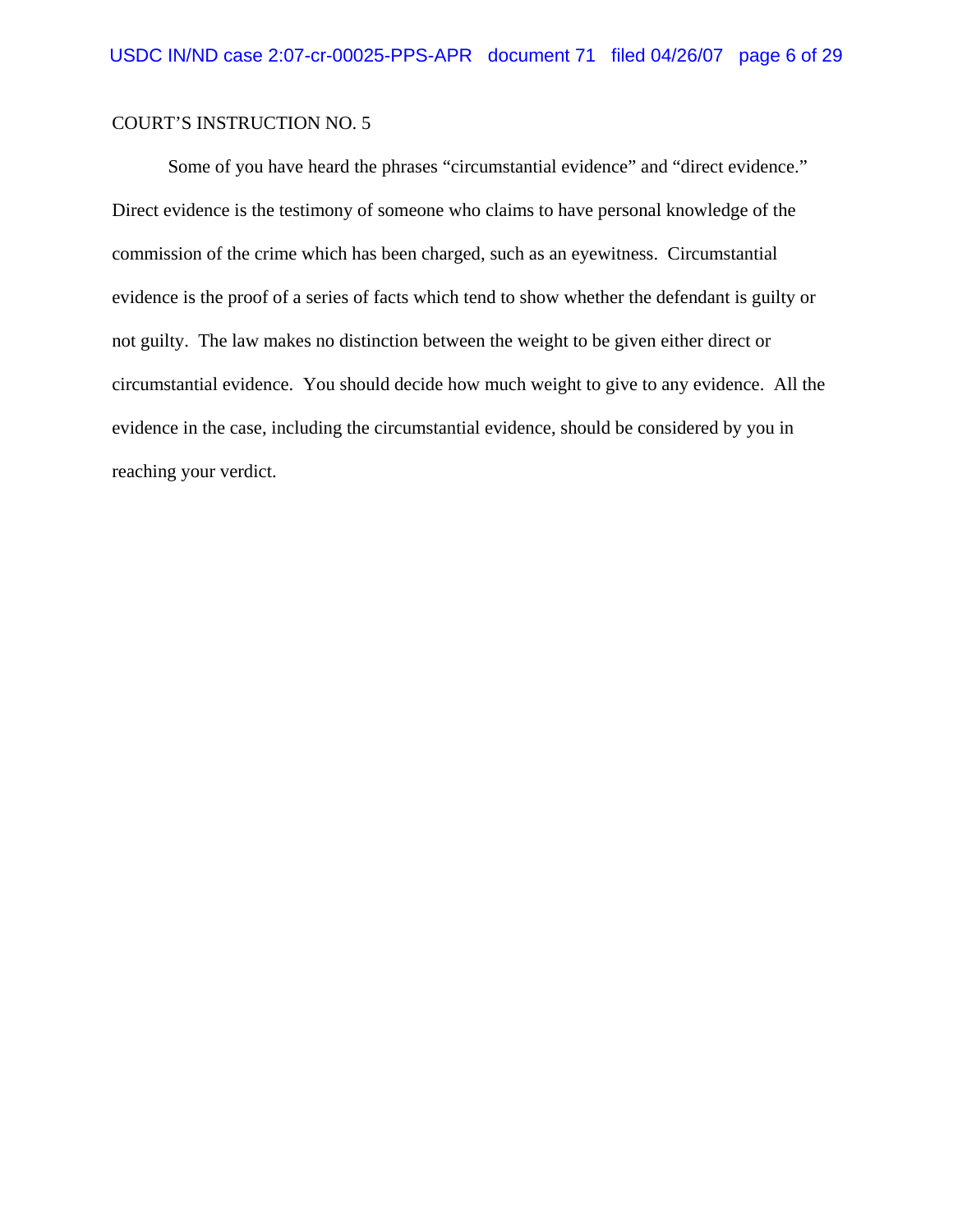COURT'S INSTRUCTION NO. 5

Some of you have heard the phrases "circumstantial evidence" and "direct evidence." Direct evidence is the testimony of someone who claims to have personal knowledge of the commission of the crime which has been charged, such as an eyewitness. Circumstantial evidence is the proof of a series of facts which tend to show whether the defendant is guilty or not guilty. The law makes no distinction between the weight to be given either direct or circumstantial evidence. You should decide how much weight to give to any evidence. All the evidence in the case, including the circumstantial evidence, should be considered by you in reaching your verdict.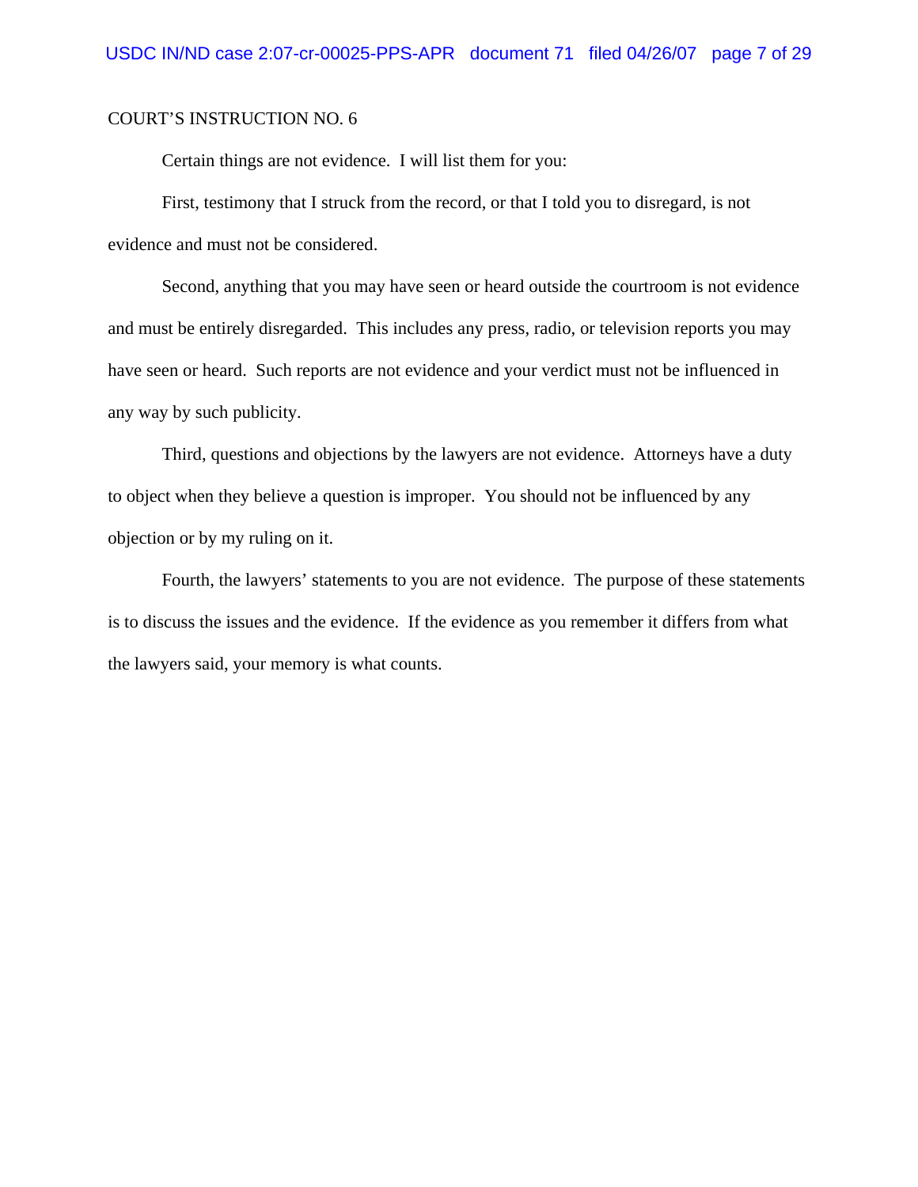COURT’S INSTRUCTION NO. 6

Certain things are not evidence. I will list them for you:

First, testimony that I struck from the record, or that I told you to disregard, is not evidence and must not be considered.

Second, anything that you may have seen or heard outside the courtroom is not evidence and must be entirely disregarded. This includes any press, radio, or television reports you may have seen or heard. Such reports are not evidence and your verdict must not be influenced in any way by such publicity.

Third, questions and objections by the lawyers are not evidence. Attorneys have a duty to object when they believe a question is improper. You should not be influenced by any objection or by my ruling on it.

Fourth, the lawyers’ statements to you are not evidence. The purpose of these statements is to discuss the issues and the evidence. If the evidence as you remember it differs from what the lawyers said, your memory is what counts.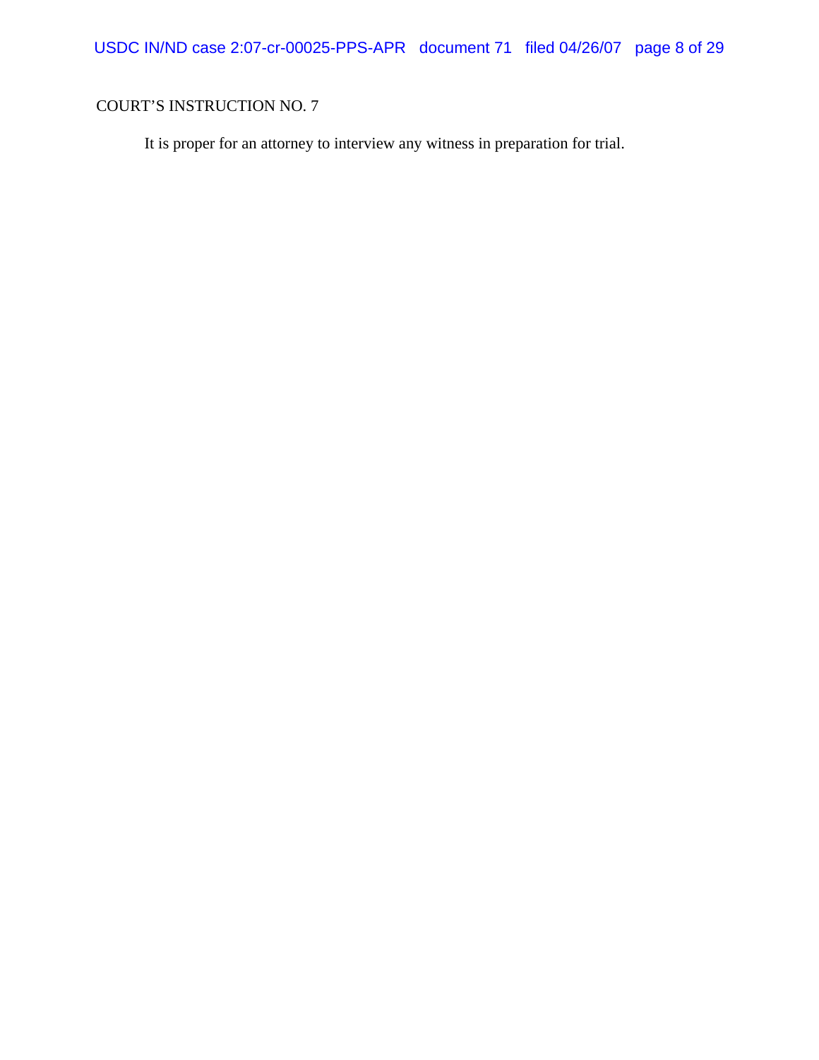COURT'S INSTRUCTION NO. 7

It is proper for an attorney to interview any witness in preparation for trial.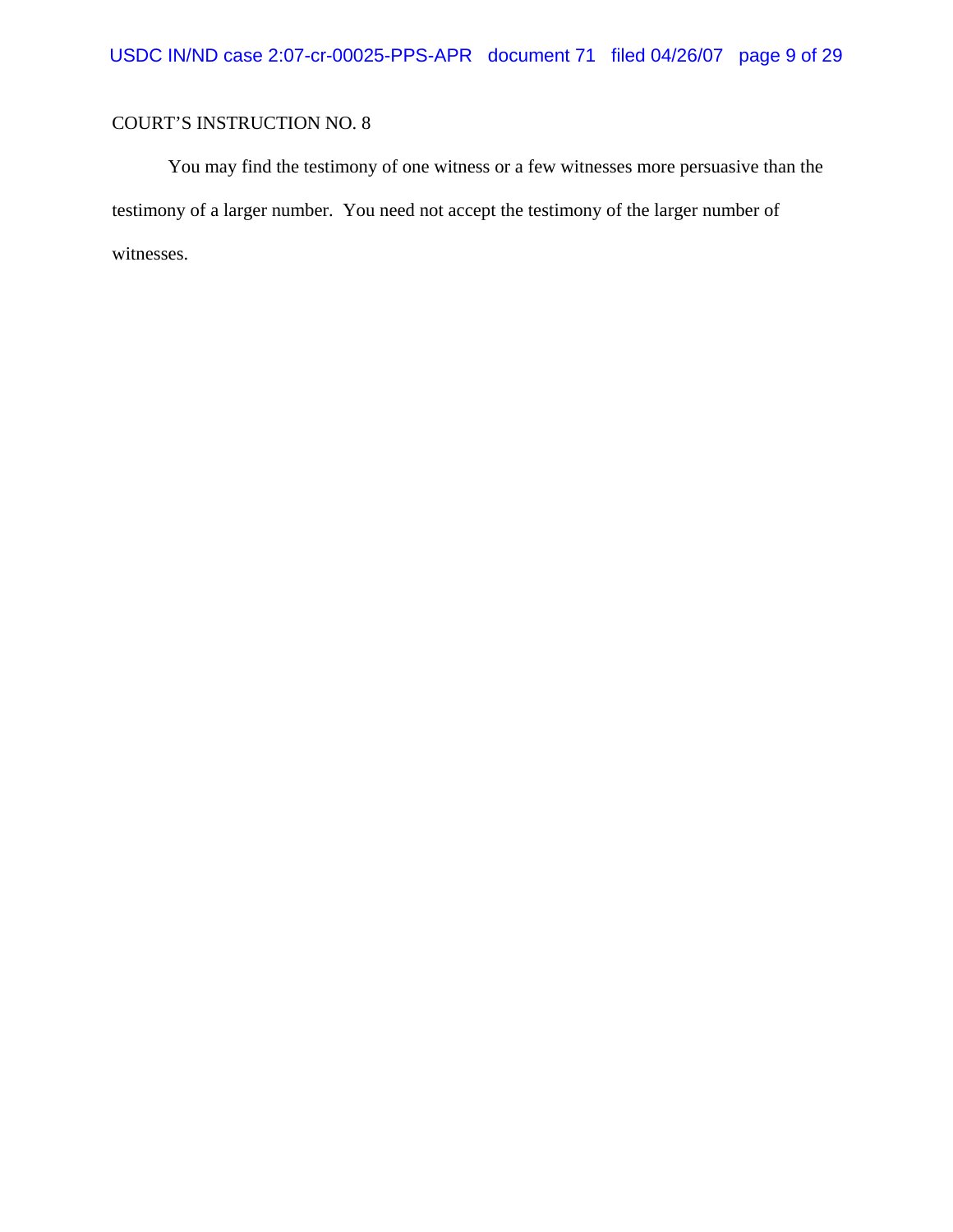COURT'S INSTRUCTION NO. 8

You may find the testimony of one witness or a few witnesses more persuasive than the testimony of a larger number. You need not accept the testimony of the larger number of witnesses.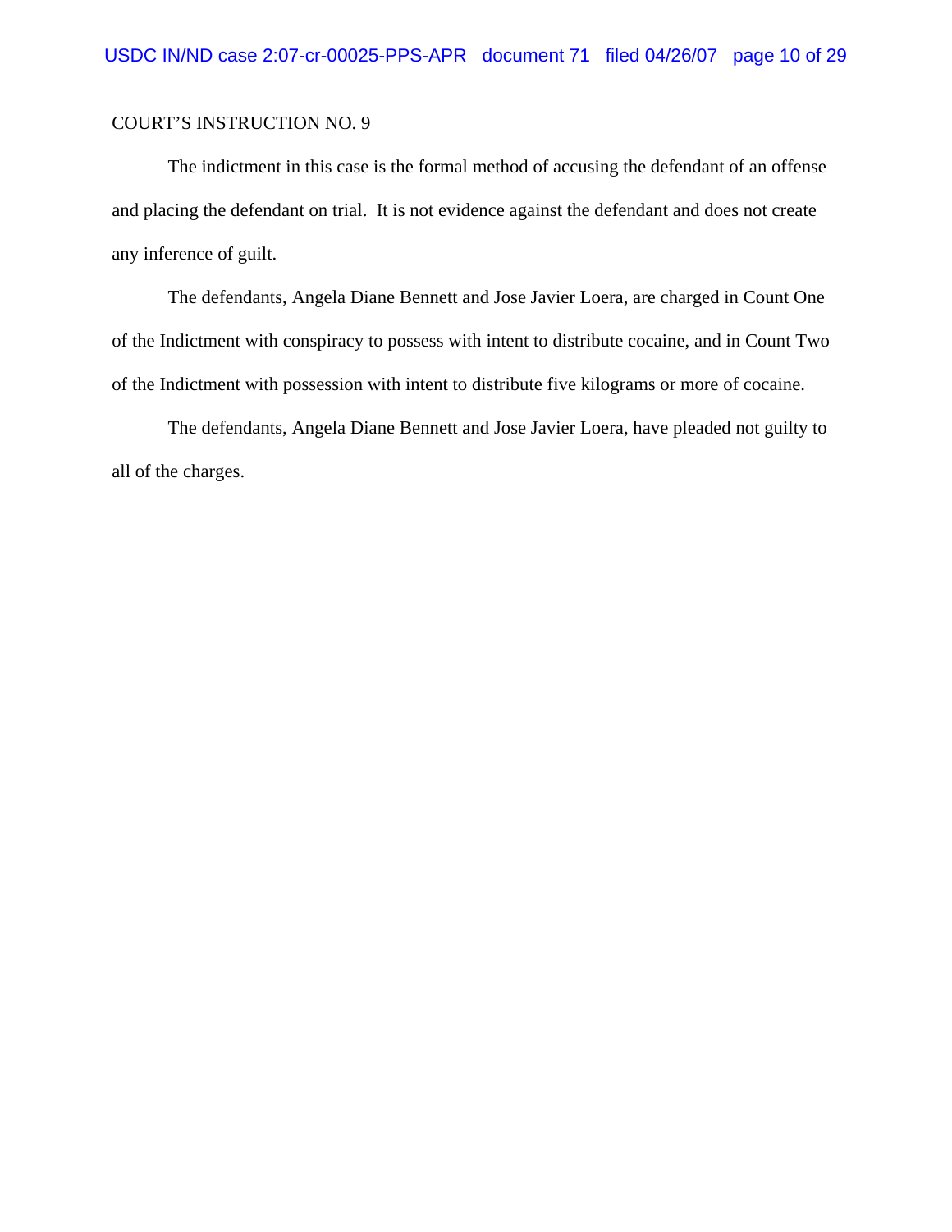COURT'S INSTRUCTION NO. 9

The indictment in this case is the formal method of accusing the defendant of an offense and placing the defendant on trial. It is not evidence against the defendant and does not create any inference of guilt.

The defendants, Angela Diane Bennett and Jose Javier Loera, are charged in Count One of the Indictment with conspiracy to possess with intent to distribute cocaine, and in Count Two of the Indictment with possession with intent to distribute five kilograms or more of cocaine.

The defendants, Angela Diane Bennett and Jose Javier Loera, have pleaded not guilty to all of the charges.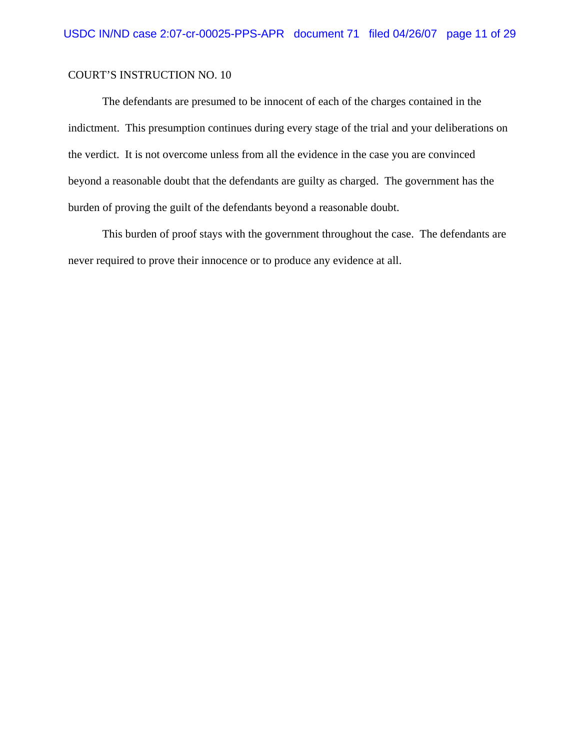COURT'S INSTRUCTION NO. 10

The defendants are presumed to be innocent of each of the charges contained in the indictment. This presumption continues during every stage of the trial and your deliberations on the verdict. It is not overcome unless from all the evidence in the case you are convinced beyond a reasonable doubt that the defendants are guilty as charged. The government has the burden of proving the guilt of the defendants beyond a reasonable doubt.

This burden of proof stays with the government throughout the case. The defendants are never required to prove their innocence or to produce any evidence at all.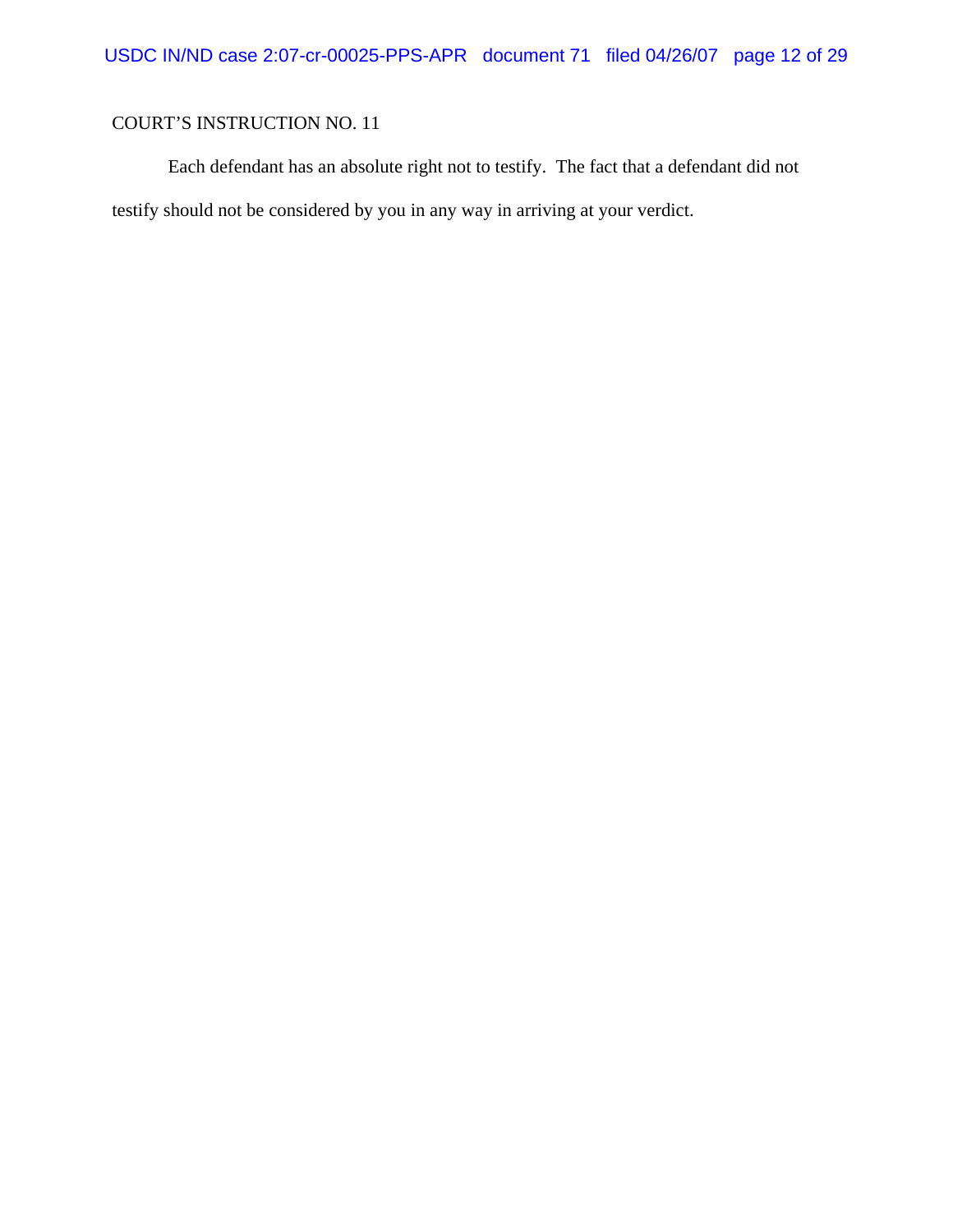COURT'S INSTRUCTION NO. 11

Each defendant has an absolute right not to testify. The fact that a defendant did not testify should not be considered by you in any way in arriving at your verdict.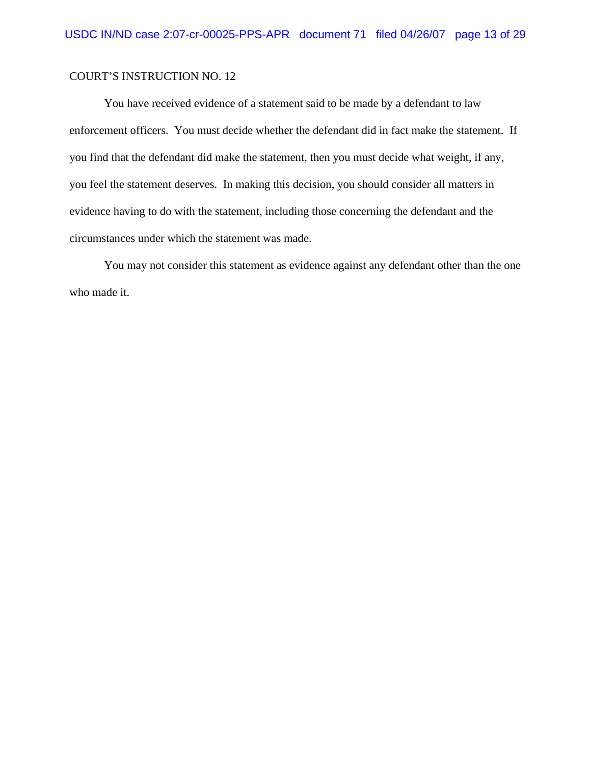COURT'S INSTRUCTION NO. 12

You have received evidence of a statement said to be made by a defendant to law enforcement officers. You must decide whether the defendant did in fact make the statement. If you find that the defendant did make the statement, then you must decide what weight, if any, you feel the statement deserves. In making this decision, you should consider all matters in evidence having to do with the statement, including those concerning the defendant and the circumstances under which the statement was made.

You may not consider this statement as evidence against any defendant other than the one who made it.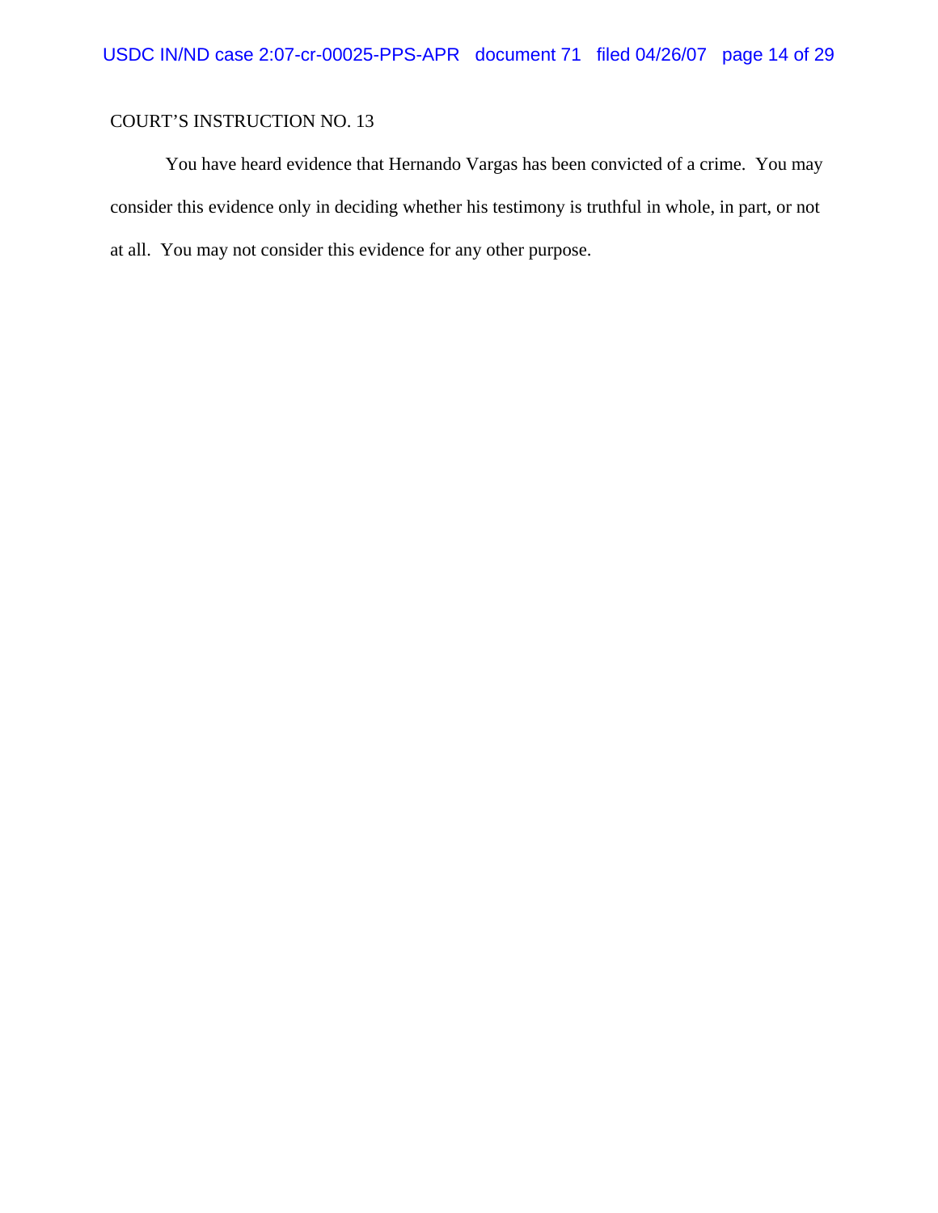COURT'S INSTRUCTION NO. 13

You have heard evidence that Hernando Vargas has been convicted of a crime. You may consider this evidence only in deciding whether his testimony is truthful in whole, in part, or not at all. You may not consider this evidence for any other purpose.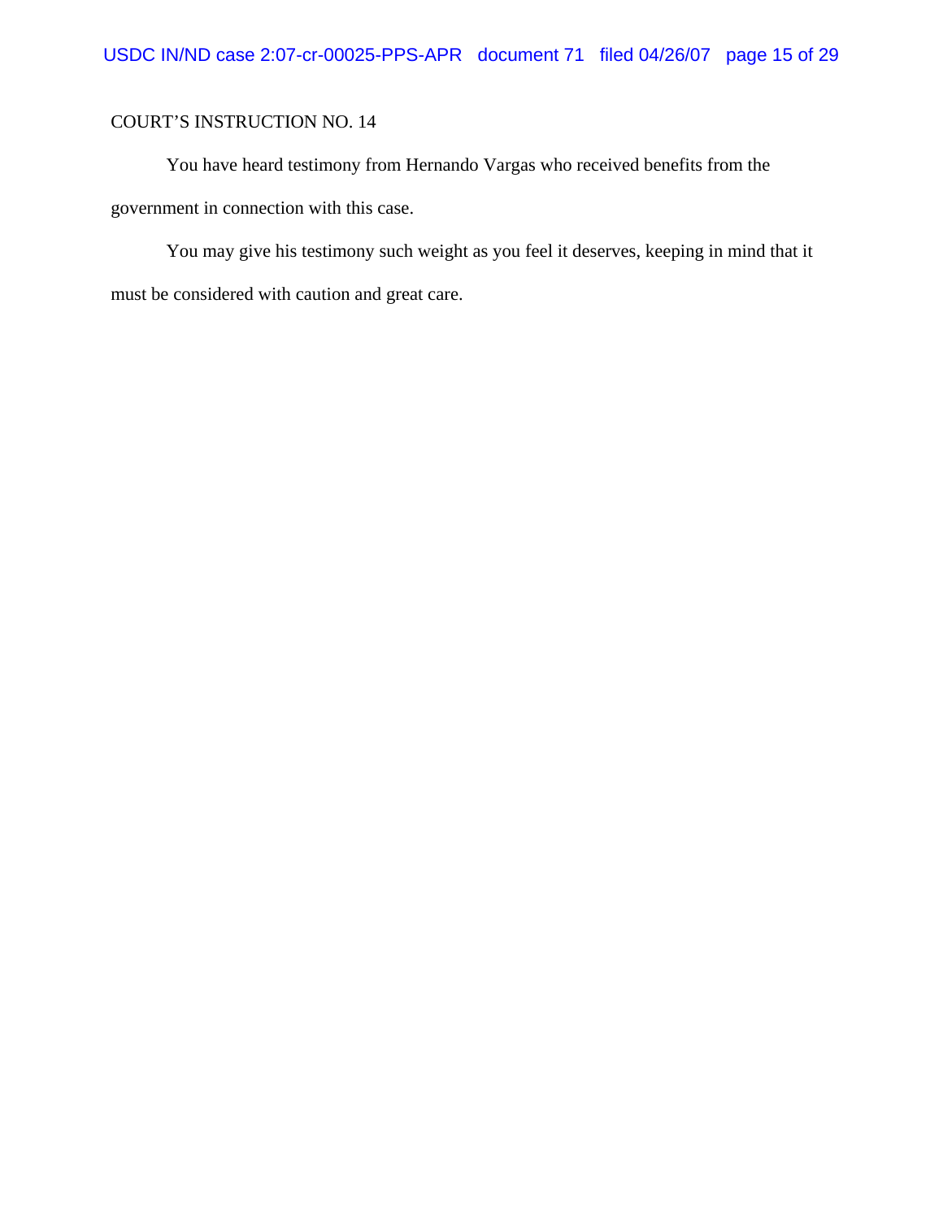COURT'S INSTRUCTION NO. 14

You have heard testimony from Hernando Vargas who received benefits from the government in connection with this case.

You may give his testimony such weight as you feel it deserves, keeping in mind that it must be considered with caution and great care.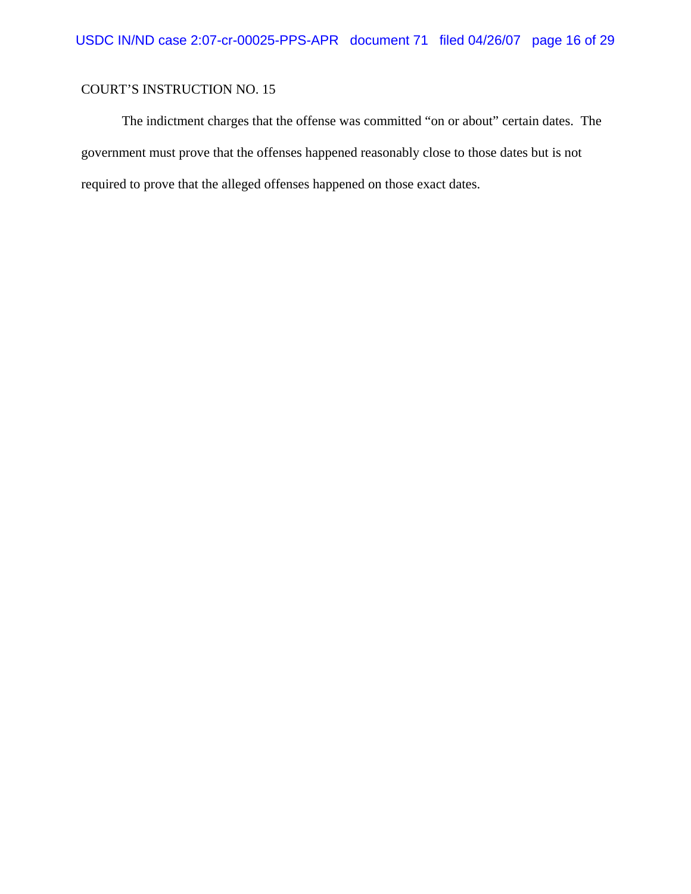COURT'S INSTRUCTION NO. 15

The indictment charges that the offense was committed "on or about" certain dates. The government must prove that the offenses happened reasonably close to those dates but is not required to prove that the alleged offenses happened on those exact dates.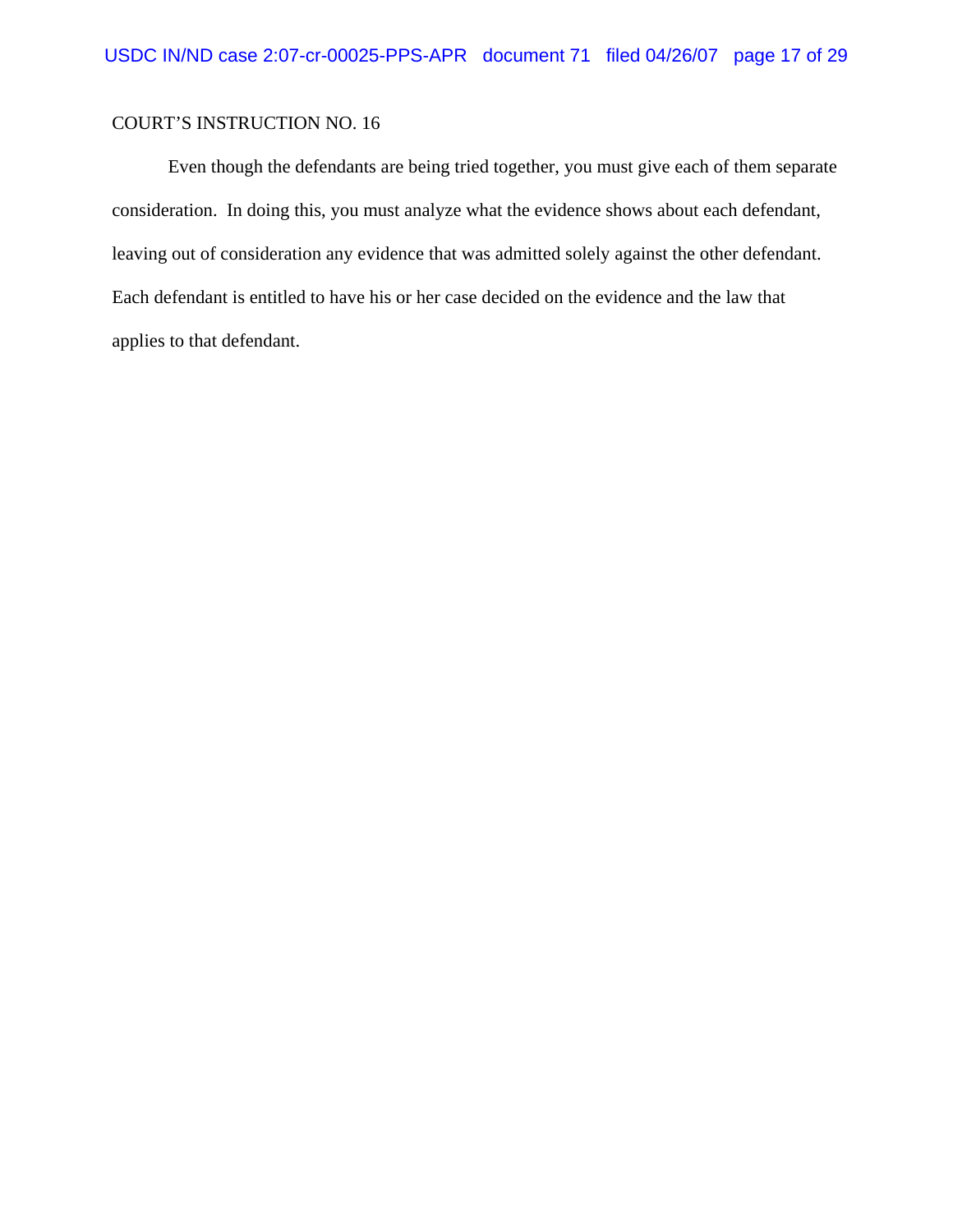COURT'S INSTRUCTION NO. 16

Even though the defendants are being tried together, you must give each of them separate consideration. In doing this, you must analyze what the evidence shows about each defendant, leaving out of consideration any evidence that was admitted solely against the other defendant. Each defendant is entitled to have his or her case decided on the evidence and the law that applies to that defendant.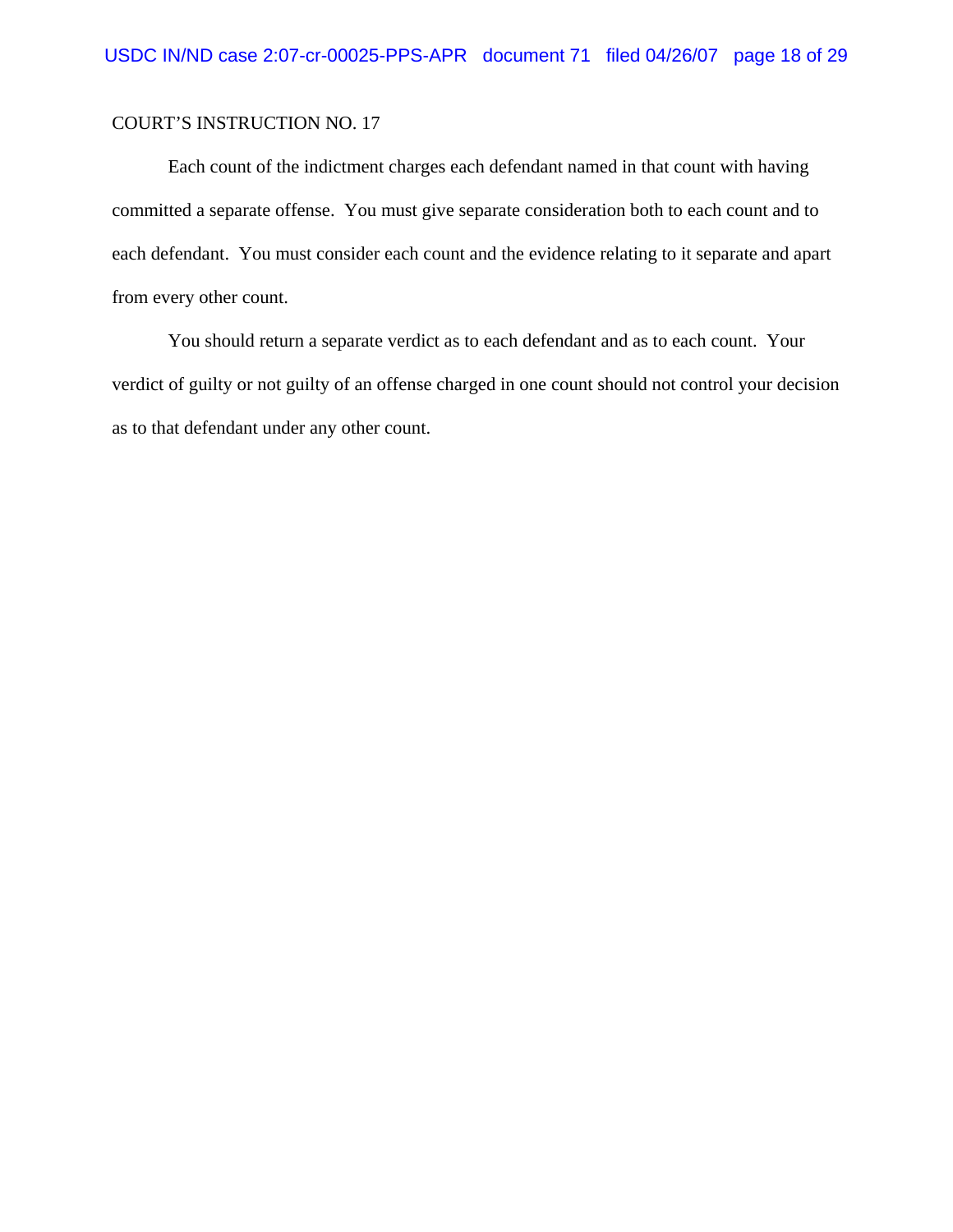COURT'S INSTRUCTION NO. 17

Each count of the indictment charges each defendant named in that count with having committed a separate offense. You must give separate consideration both to each count and to each defendant. You must consider each count and the evidence relating to it separate and apart from every other count.

You should return a separate verdict as to each defendant and as to each count. Your verdict of guilty or not guilty of an offense charged in one count should not control your decision as to that defendant under any other count.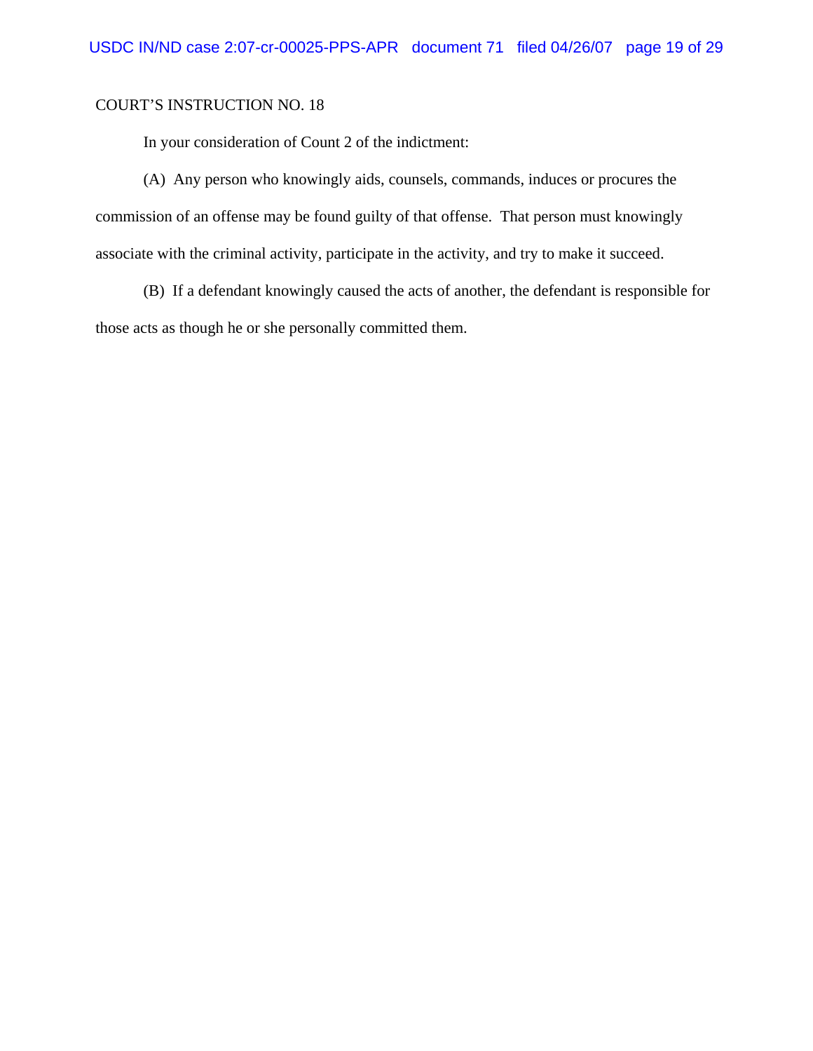COURT'S INSTRUCTION NO. 18

In your consideration of Count 2 of the indictment:

(A) Any person who knowingly aids, counsels, commands, induces or procures the commission of an offense may be found guilty of that offense. That person must knowingly associate with the criminal activity, participate in the activity, and try to make it succeed.

(B) If a defendant knowingly caused the acts of another, the defendant is responsible for those acts as though he or she personally committed them.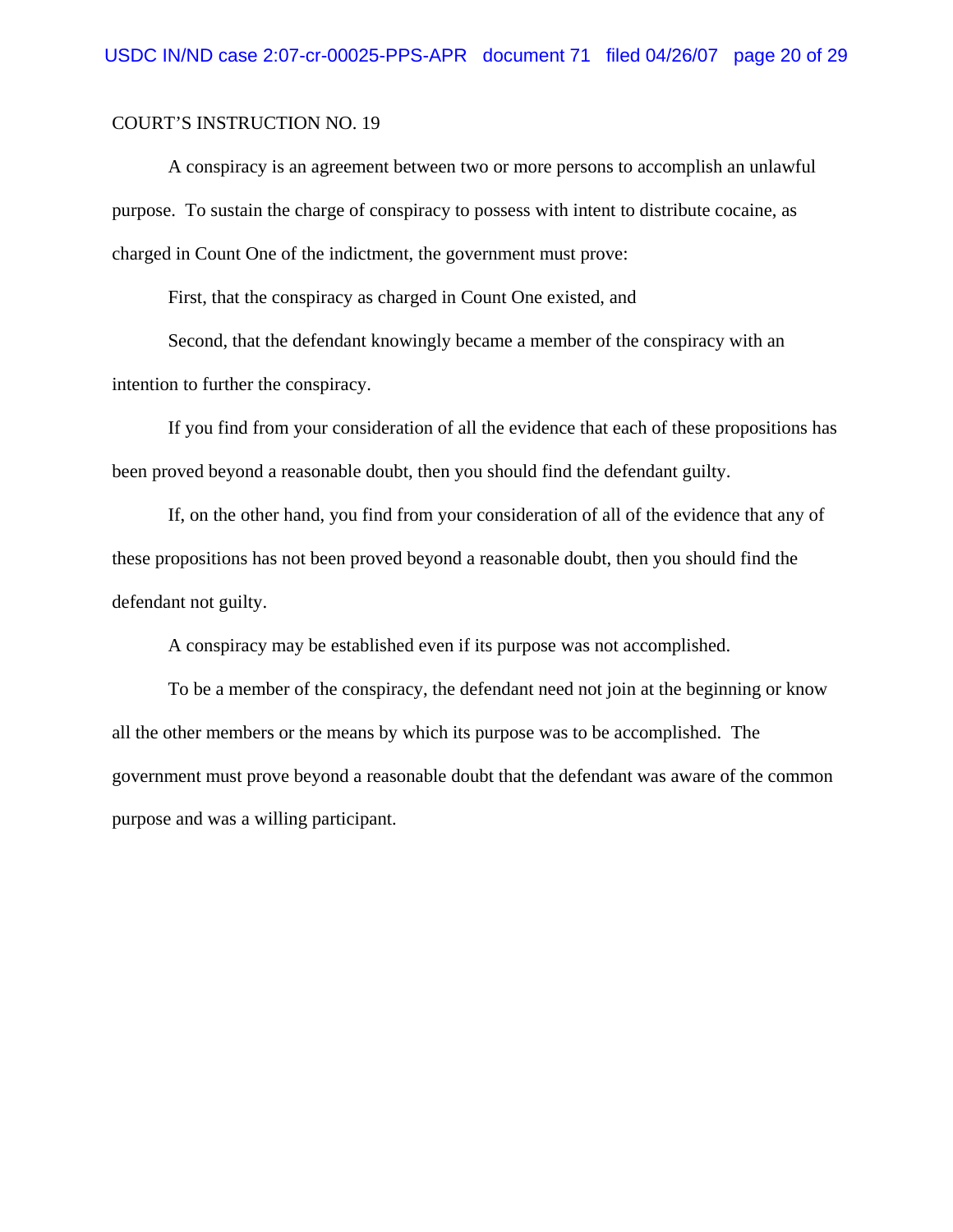COURT'S INSTRUCTION NO. 19

A conspiracy is an agreement between two or more persons to accomplish an unlawful purpose. To sustain the charge of conspiracy to possess with intent to distribute cocaine, as charged in Count One of the indictment, the government must prove:

First, that the conspiracy as charged in Count One existed, and

Second, that the defendant knowingly became a member of the conspiracy with an intention to further the conspiracy.

If you find from your consideration of all the evidence that each of these propositions has been proved beyond a reasonable doubt, then you should find the defendant guilty.

If, on the other hand, you find from your consideration of all of the evidence that any of these propositions has not been proved beyond a reasonable doubt, then you should find the defendant not guilty.

A conspiracy may be established even if its purpose was not accomplished.

To be a member of the conspiracy, the defendant need not join at the beginning or know all the other members or the means by which its purpose was to be accomplished. The government must prove beyond a reasonable doubt that the defendant was aware of the common purpose and was a willing participant.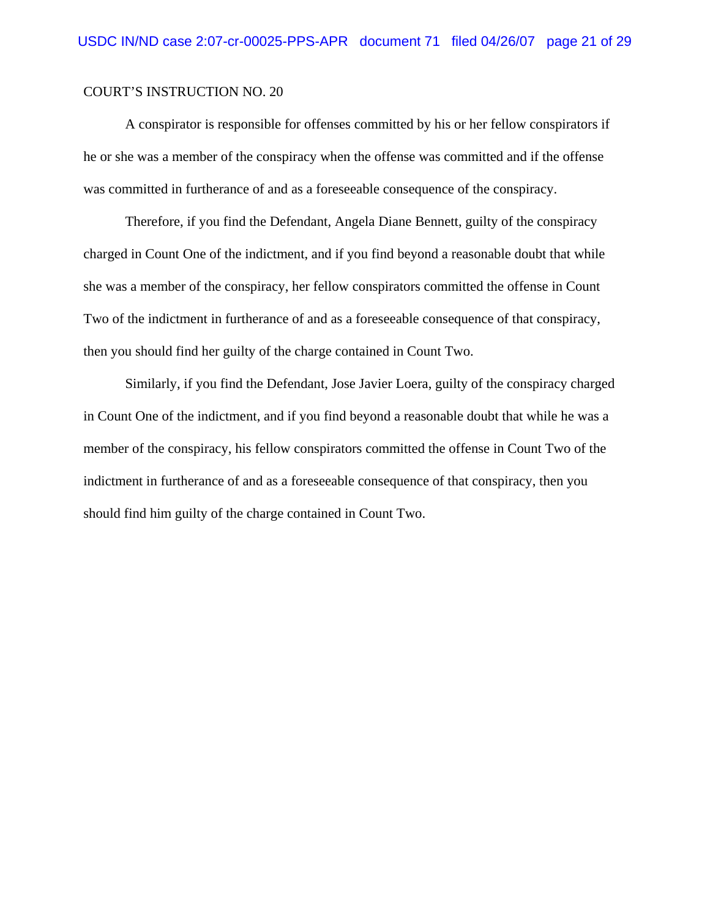COURT'S INSTRUCTION NO. 20

A conspirator is responsible for offenses committed by his or her fellow conspirators if he or she was a member of the conspiracy when the offense was committed and if the offense was committed in furtherance of and as a foreseeable consequence of the conspiracy.

Therefore, if you find the Defendant, Angela Diane Bennett, guilty of the conspiracy charged in Count One of the indictment, and if you find beyond a reasonable doubt that while she was a member of the conspiracy, her fellow conspirators committed the offense in Count Two of the indictment in furtherance of and as a foreseeable consequence of that conspiracy, then you should find her guilty of the charge contained in Count Two.

Similarly, if you find the Defendant, Jose Javier Loera, guilty of the conspiracy charged in Count One of the indictment, and if you find beyond a reasonable doubt that while he was a member of the conspiracy, his fellow conspirators committed the offense in Count Two of the indictment in furtherance of and as a foreseeable consequence of that conspiracy, then you should find him guilty of the charge contained in Count Two.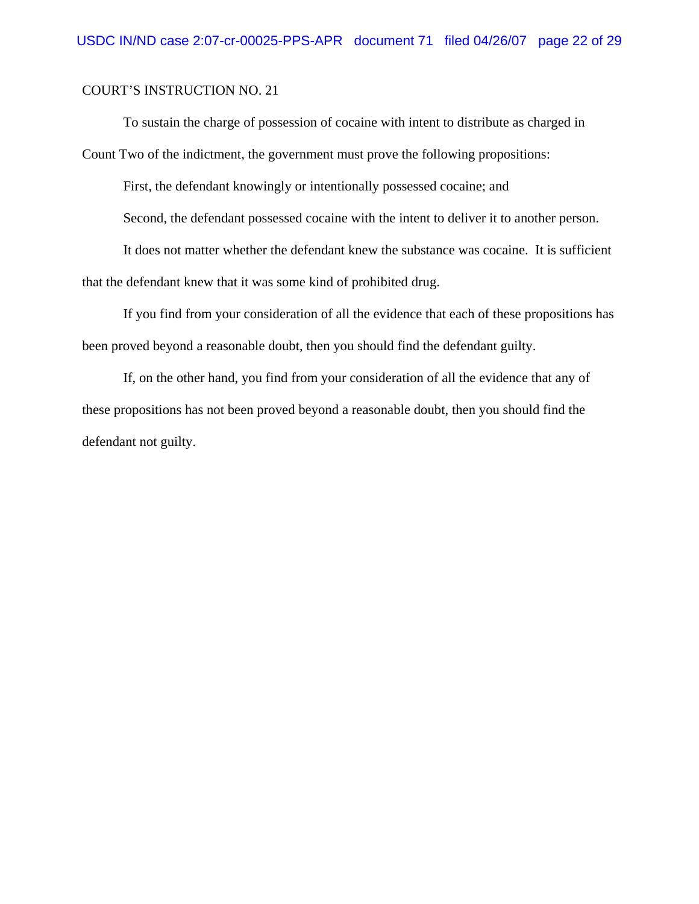COURT'S INSTRUCTION NO. 21

To sustain the charge of possession of cocaine with intent to distribute as charged in Count Two of the indictment, the government must prove the following propositions:

First, the defendant knowingly or intentionally possessed cocaine; and

Second, the defendant possessed cocaine with the intent to deliver it to another person.

It does not matter whether the defendant knew the substance was cocaine. It is sufficient that the defendant knew that it was some kind of prohibited drug.

If you find from your consideration of all the evidence that each of these propositions has been proved beyond a reasonable doubt, then you should find the defendant guilty.

If, on the other hand, you find from your consideration of all the evidence that any of these propositions has not been proved beyond a reasonable doubt, then you should find the defendant not guilty.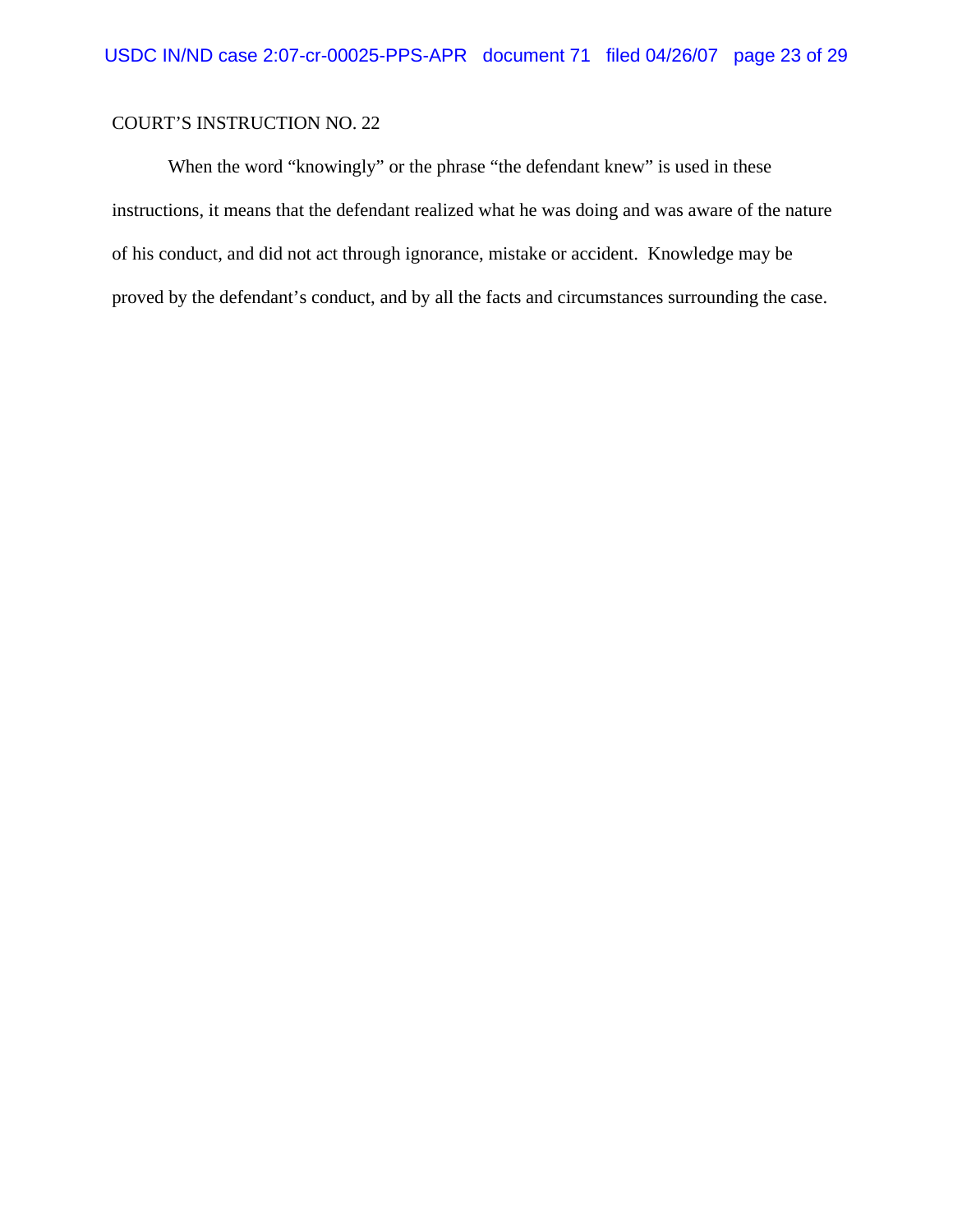COURT'S INSTRUCTION NO. 22

When the word "knowingly" or the phrase "the defendant knew" is used in these instructions, it means that the defendant realized what he was doing and was aware of the nature of his conduct, and did not act through ignorance, mistake or accident. Knowledge may be proved by the defendant's conduct, and by all the facts and circumstances surrounding the case.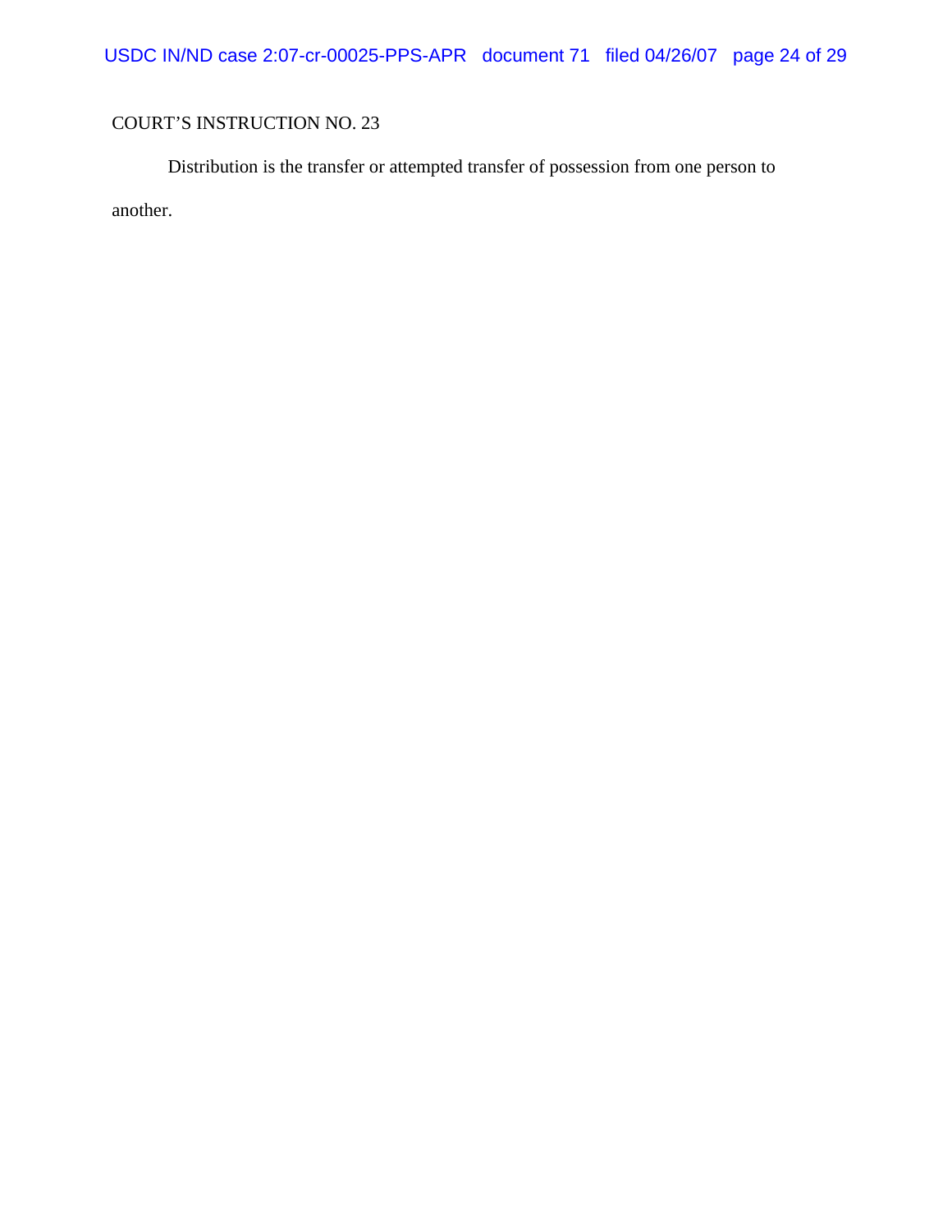COURT'S INSTRUCTION NO. 23

Distribution is the transfer or attempted transfer of possession from one person to another.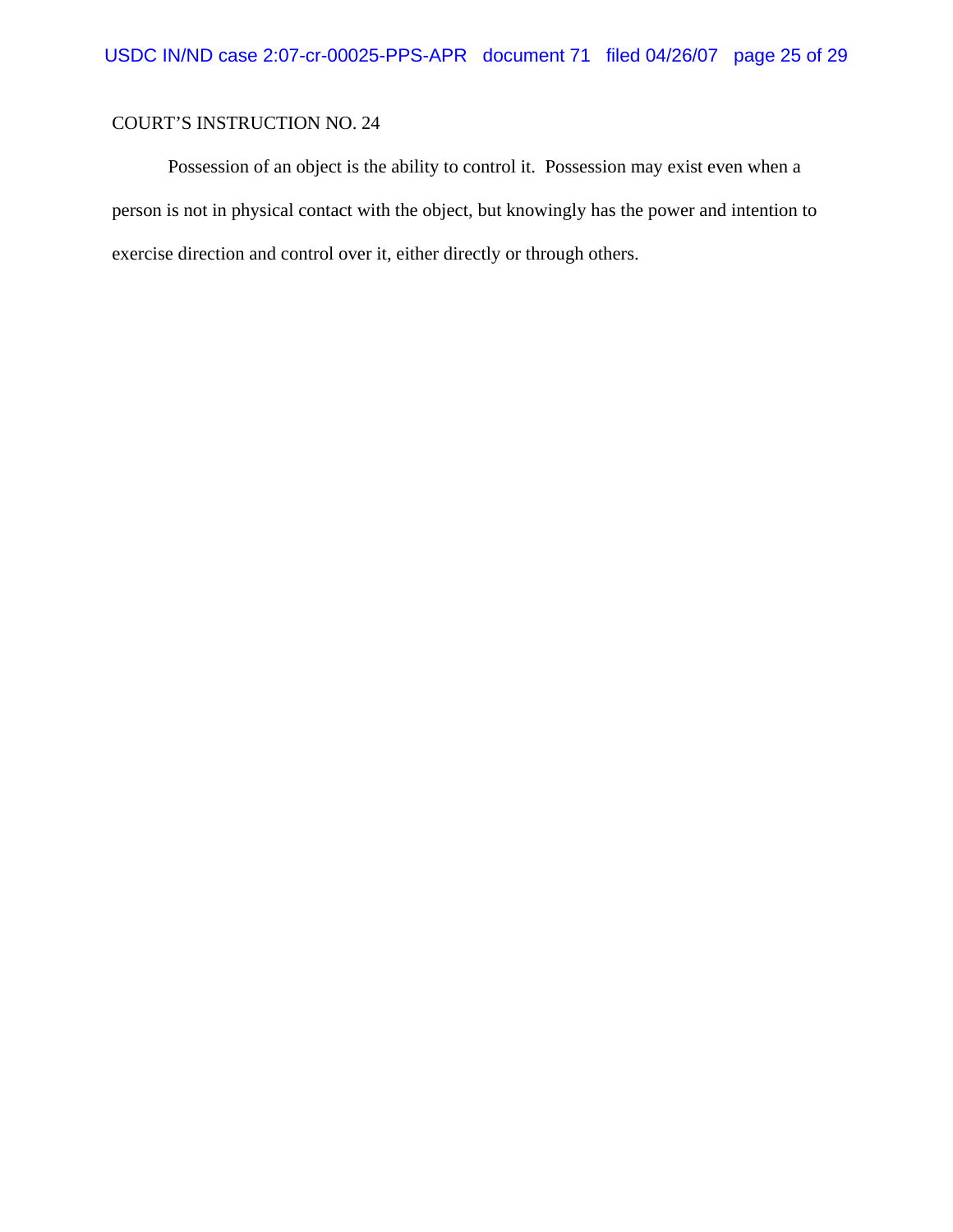COURT'S INSTRUCTION NO. 24

Possession of an object is the ability to control it. Possession may exist even when a person is not in physical contact with the object, but knowingly has the power and intention to exercise direction and control over it, either directly or through others.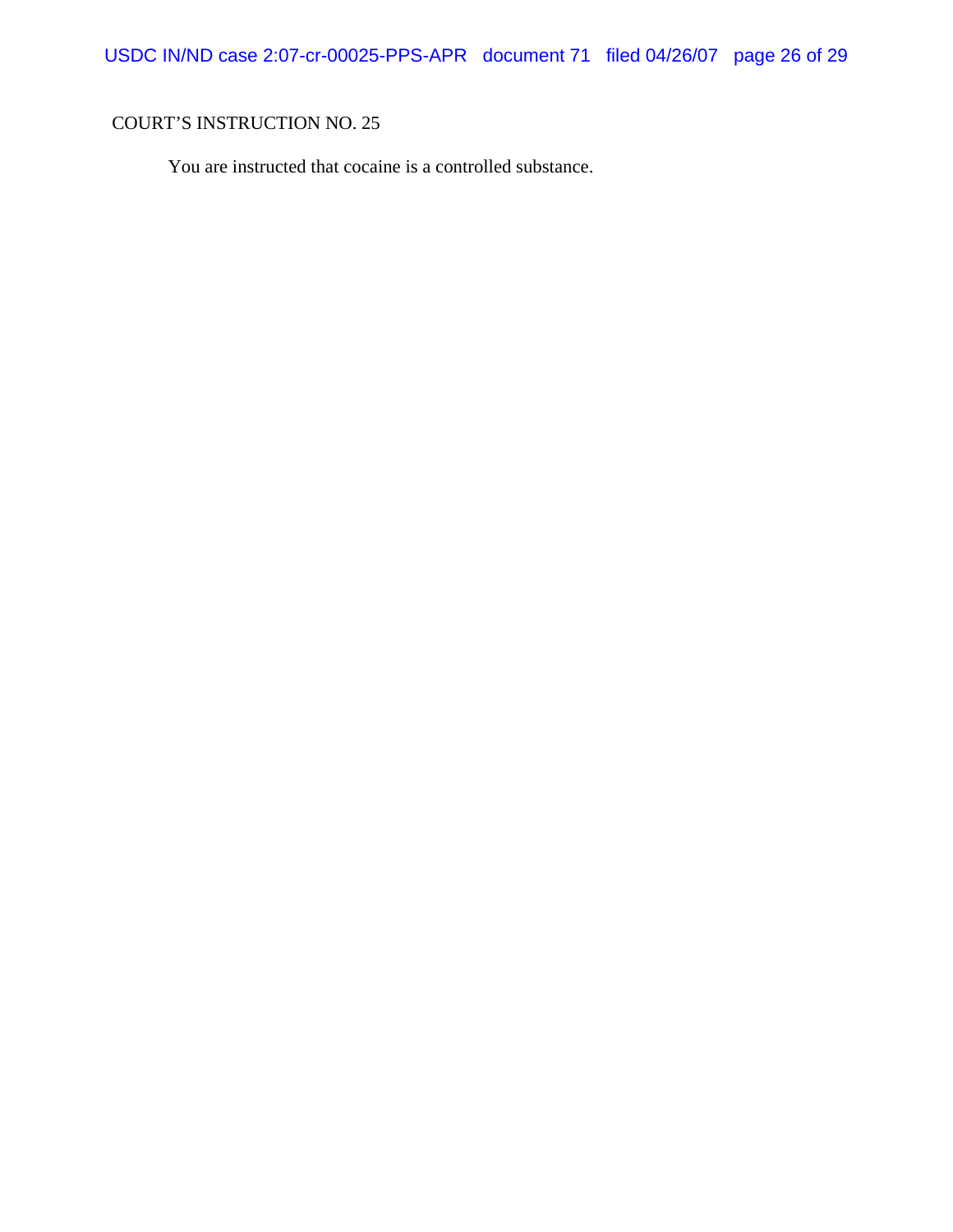COURT'S INSTRUCTION NO. 25

You are instructed that cocaine is a controlled substance.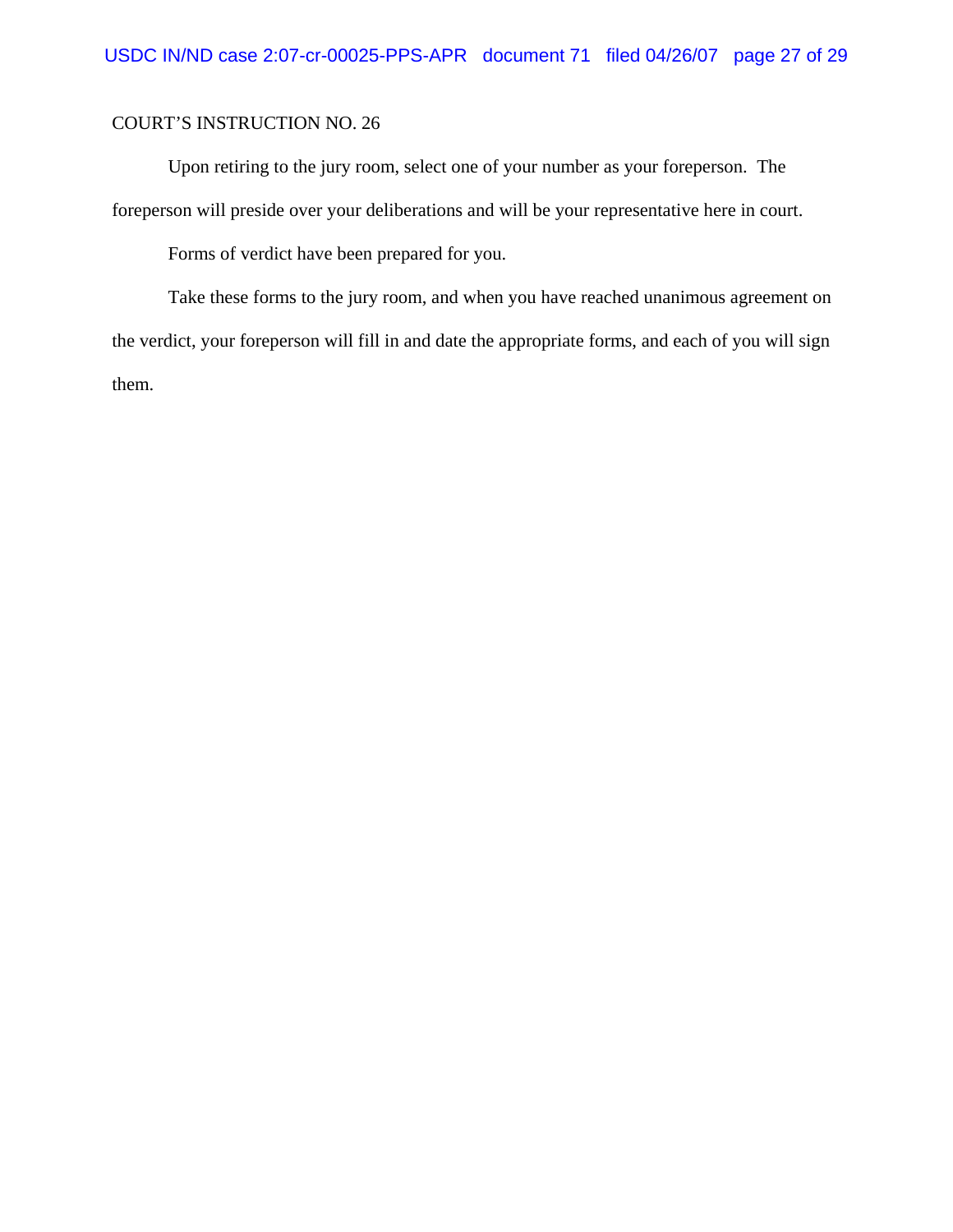COURT'S INSTRUCTION NO. 26

Upon retiring to the jury room, select one of your number as your foreperson. The foreperson will preside over your deliberations and will be your representative here in court.

Forms of verdict have been prepared for you.

Take these forms to the jury room, and when you have reached unanimous agreement on the verdict, your foreperson will fill in and date the appropriate forms, and each of you will sign them.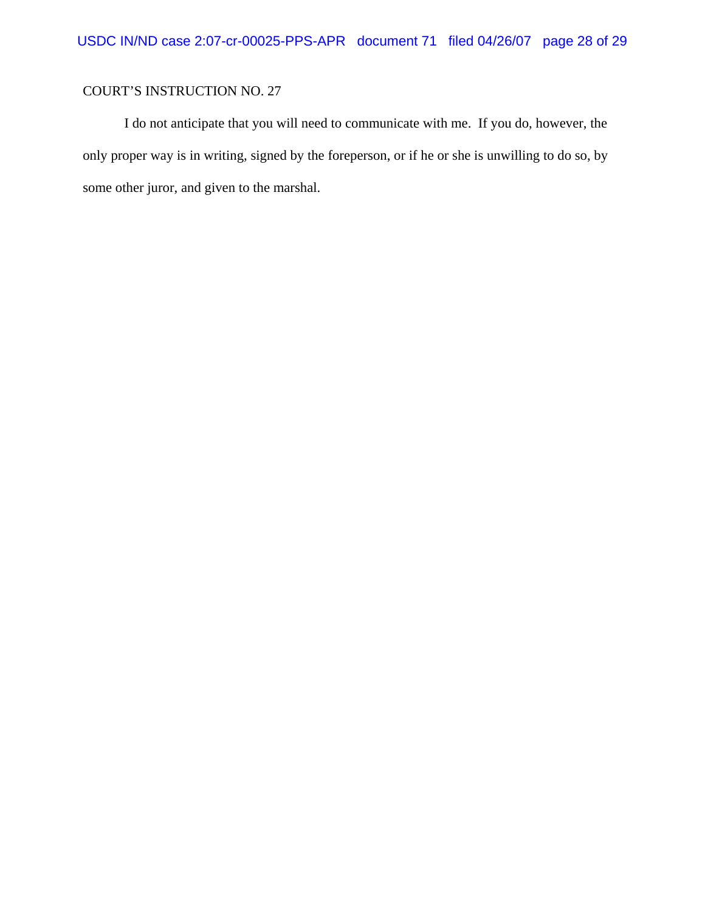COURT'S INSTRUCTION NO. 27

I do not anticipate that you will need to communicate with me. If you do, however, the only proper way is in writing, signed by the foreperson, or if he or she is unwilling to do so, by some other juror, and given to the marshal.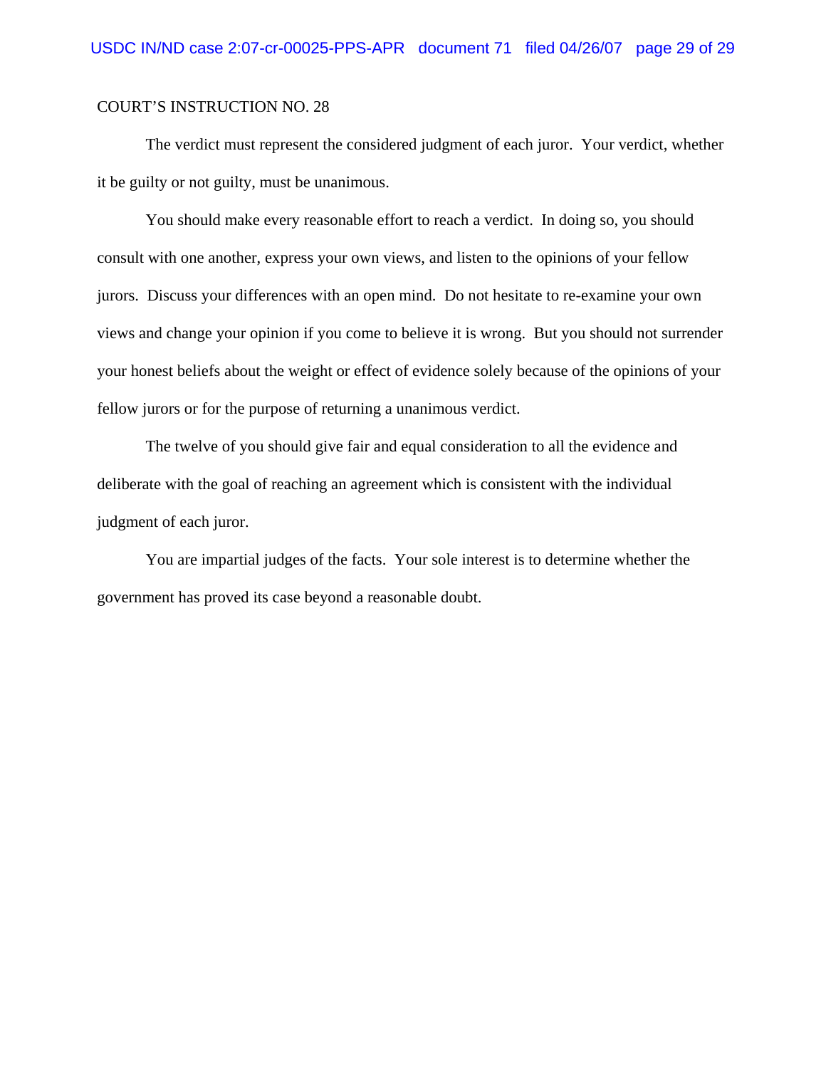COURT'S INSTRUCTION NO. 28

The verdict must represent the considered judgment of each juror. Your verdict, whether it be guilty or not guilty, must be unanimous.

You should make every reasonable effort to reach a verdict. In doing so, you should consult with one another, express your own views, and listen to the opinions of your fellow jurors. Discuss your differences with an open mind. Do not hesitate to re-examine your own views and change your opinion if you come to believe it is wrong. But you should not surrender your honest beliefs about the weight or effect of evidence solely because of the opinions of your fellow jurors or for the purpose of returning a unanimous verdict.

The twelve of you should give fair and equal consideration to all the evidence and deliberate with the goal of reaching an agreement which is consistent with the individual judgment of each juror.

You are impartial judges of the facts. Your sole interest is to determine whether the government has proved its case beyond a reasonable doubt.